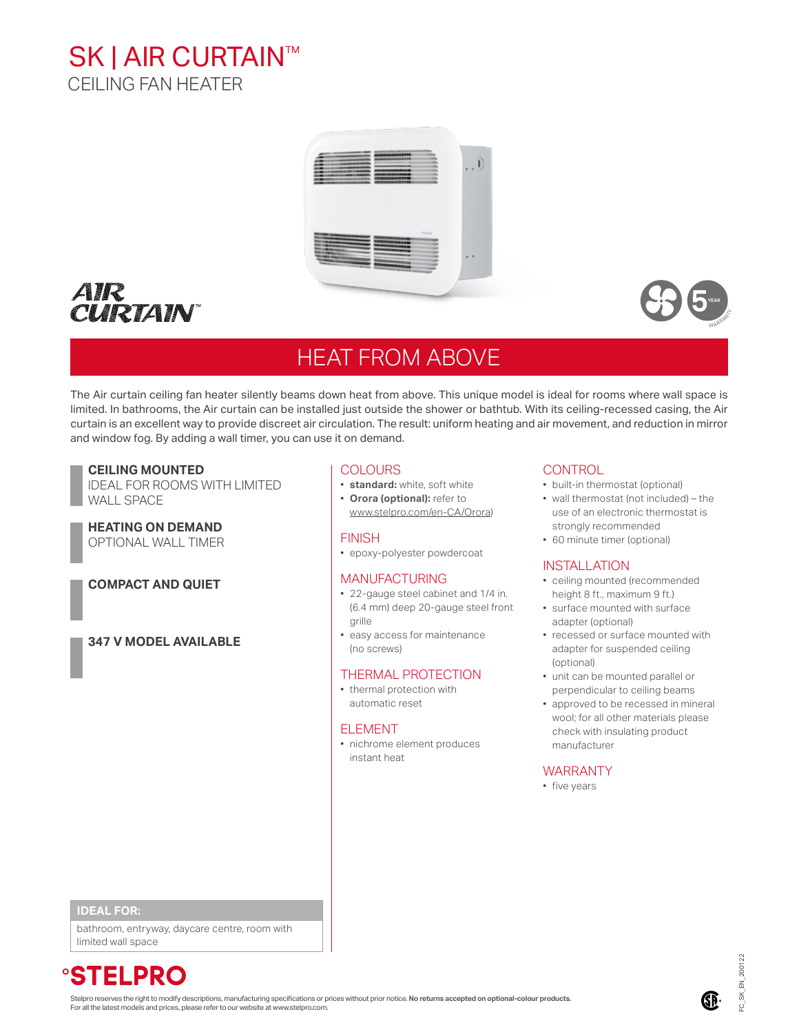# SK | AIR CURTAIN™

## CEILING FAN HEATER

AIR CURTAIN™

## HEAT FROM ABOVE

The Air curtain ceiling fan heater silently beams down heat from above. This unique model is ideal for rooms where wall space is limited. In bathrooms, the Air curtain can be installed just outside the shower or bathtub. With its ceiling-recessed casing, the Air curtain is an excellent way to provide discreet air circulation. The result: uniform heating and air movement, and reduction in mirror and window fog. By adding a wall timer, you can use it on demand.

**CEILING MOUNTED**
IDEAL FOR ROOMS WITH LIMITED WALL SPACE

**HEATING ON DEMAND**
OPTIONAL WALL TIMER

**COMPACT AND QUIET**

**347 V MODEL AVAILABLE**

### COLOURS

- **standard:** white, soft white
- **Orora (optional):** refer to www.stelpro.com/en-CA/Orora)

### FINISH

- epoxy-polyester powdercoat

### MANUFACTURING

- 22-gauge steel cabinet and 1/4 in. (6.4 mm) deep 20-gauge steel front grille
- easy access for maintenance (no screws)

### THERMAL PROTECTION

- thermal protection with automatic reset

### ELEMENT

- nichrome element produces instant heat

### CONTROL

- built-in thermostat (optional)
- wall thermostat (not included) – the use of an electronic thermostat is strongly recommended
- 60 minute timer (optional)

### INSTALLATION

- ceiling mounted (recommended height 8 ft., maximum 9 ft.)
- surface mounted with surface adapter (optional)
- recessed or surface mounted with adapter for suspended ceiling (optional)
- unit can be mounted parallel or perpendicular to ceiling beams
- approved to be recessed in mineral wool; for all other materials please check with insulating product manufacturer

### WARRANTY

- five years

**IDEAL FOR:**
bathroom, entryway, daycare centre, room with limited wall space

Stelpro reserves the right to modify descriptions, manufacturing specifications or prices without prior notice. **No returns accepted on optional-colour products.**
For all the latest models and prices, please refer to our website at www.stelpro.com.

FC_SK_EN_200122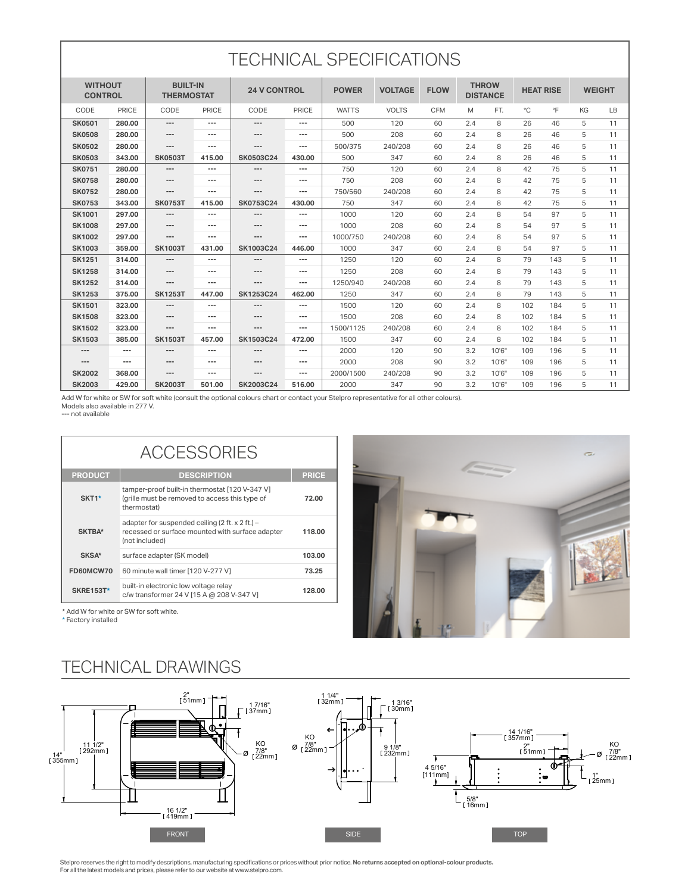# TECHNICAL SPECIFICATIONS

| WITHOUT CONTROL | | BUILT-IN THERMOSTAT | | 24 V CONTROL | | POWER | VOLTAGE | FLOW | THROW DISTANCE | | HEAT RISE | | WEIGHT | |
|---|---|---|---|---|---|---|---|---|---|---|---|---|---|---|
| CODE | PRICE | CODE | PRICE | CODE | PRICE | WATTS | VOLTS | CFM | M | FT. | °C | °F | KG | LB |
| **SK0501** | **280.00** | --- | --- | --- | --- | 500 | 120 | 60 | 2.4 | 8 | 26 | 46 | 5 | 11 |
| **SK0508** | **280.00** | --- | --- | --- | --- | 500 | 208 | 60 | 2.4 | 8 | 26 | 46 | 5 | 11 |
| **SK0502** | **280.00** | --- | --- | --- | --- | 500/375 | 240/208 | 60 | 2.4 | 8 | 26 | 46 | 5 | 11 |
| **SK0503** | **343.00** | **SK0503T** | **415.00** | **SK0503C24** | **430.00** | 500 | 347 | 60 | 2.4 | 8 | 26 | 46 | 5 | 11 |
| **SK0751** | **280.00** | --- | --- | --- | --- | 750 | 120 | 60 | 2.4 | 8 | 42 | 75 | 5 | 11 |
| **SK0758** | **280.00** | --- | --- | --- | --- | 750 | 208 | 60 | 2.4 | 8 | 42 | 75 | 5 | 11 |
| **SK0752** | **280.00** | --- | --- | --- | --- | 750/560 | 240/208 | 60 | 2.4 | 8 | 42 | 75 | 5 | 11 |
| **SK0753** | **343.00** | **SK0753T** | **415.00** | **SK0753C24** | **430.00** | 750 | 347 | 60 | 2.4 | 8 | 42 | 75 | 5 | 11 |
| **SK1001** | **297.00** | --- | --- | --- | --- | 1000 | 120 | 60 | 2.4 | 8 | 54 | 97 | 5 | 11 |
| **SK1008** | **297.00** | --- | --- | --- | --- | 1000 | 208 | 60 | 2.4 | 8 | 54 | 97 | 5 | 11 |
| **SK1002** | **297.00** | --- | --- | --- | --- | 1000/750 | 240/208 | 60 | 2.4 | 8 | 54 | 97 | 5 | 11 |
| **SK1003** | **359.00** | **SK1003T** | **431.00** | **SK1003C24** | **446.00** | 1000 | 347 | 60 | 2.4 | 8 | 54 | 97 | 5 | 11 |
| **SK1251** | **314.00** | --- | --- | --- | --- | 1250 | 120 | 60 | 2.4 | 8 | 79 | 143 | 5 | 11 |
| **SK1258** | **314.00** | --- | --- | --- | --- | 1250 | 208 | 60 | 2.4 | 8 | 79 | 143 | 5 | 11 |
| **SK1252** | **314.00** | --- | --- | --- | --- | 1250/940 | 240/208 | 60 | 2.4 | 8 | 79 | 143 | 5 | 11 |
| **SK1253** | **375.00** | **SK1253T** | **447.00** | **SK1253C24** | **462.00** | 1250 | 347 | 60 | 2.4 | 8 | 79 | 143 | 5 | 11 |
| **SK1501** | **323.00** | --- | --- | --- | --- | 1500 | 120 | 60 | 2.4 | 8 | 102 | 184 | 5 | 11 |
| **SK1508** | **323.00** | --- | --- | --- | --- | 1500 | 208 | 60 | 2.4 | 8 | 102 | 184 | 5 | 11 |
| **SK1502** | **323.00** | --- | --- | --- | --- | 1500/1125 | 240/208 | 60 | 2.4 | 8 | 102 | 184 | 5 | 11 |
| **SK1503** | **385.00** | **SK1503T** | **457.00** | **SK1503C24** | **472.00** | 1500 | 347 | 60 | 2.4 | 8 | 102 | 184 | 5 | 11 |
| --- | --- | --- | --- | --- | --- | 2000 | 120 | 90 | 3.2 | 10'6" | 109 | 196 | 5 | 11 |
| --- | --- | --- | --- | --- | --- | 2000 | 208 | 90 | 3.2 | 10'6" | 109 | 196 | 5 | 11 |
| **SK2002** | **368.00** | --- | --- | --- | --- | 2000/1500 | 240/208 | 90 | 3.2 | 10'6" | 109 | 196 | 5 | 11 |
| **SK2003** | **429.00** | **SK2003T** | **501.00** | **SK2003C24** | **516.00** | 2000 | 347 | 90 | 3.2 | 10'6" | 109 | 196 | 5 | 11 |

Add W for white or SW for soft white (consult the optional colours chart or contact your Stelpro representative for all other colours).
Models also available in 277 V.
--- not available

# ACCESSORIES

| PRODUCT | DESCRIPTION | PRICE |
|---|---|---|
| **SKT1*** | tamper-proof built-in thermostat [120 V-347 V] (grille must be removed to access this type of thermostat) | **72.00** |
| **SKTBA*** | adapter for suspended ceiling (2 ft. x 2 ft.) – recessed or surface mounted with surface adapter (not included) | **118.00** |
| **SKSA*** | surface adapter (SK model) | **103.00** |
| **FD60MCW70** | 60 minute wall timer [120 V-277 V] | **73.25** |
| **SKRE153T*** | built-in electronic low voltage relay c/w transformer 24 V [15 A @ 208 V-347 V] | **128.00** |

* Add W for white or SW for soft white.
* Factory installed

# TECHNICAL DRAWINGS

FRONT: 2" [51mm]; 1 7/16" [37mm]; KO Ø 7/8" [22mm]; 11 1/2" [292mm]; 14" [355mm]; 16 1/2" [419mm]

SIDE: 1 1/4" [32mm]; 1 3/16" [30mm]; KO Ø 7/8" [22mm]; 9 1/8" [232mm]

TOP: 14 1/16" [357mm]; 2" [51mm]; KO Ø 7/8" [22mm]; 4 5/16" [111mm]; 1" [25mm]; 5/8" [16mm]

Stelpro reserves the right to modify descriptions, manufacturing specifications or prices without prior notice. **No returns accepted on optional-colour products.**
For all the latest models and prices, please refer to our website at www.stelpro.com.